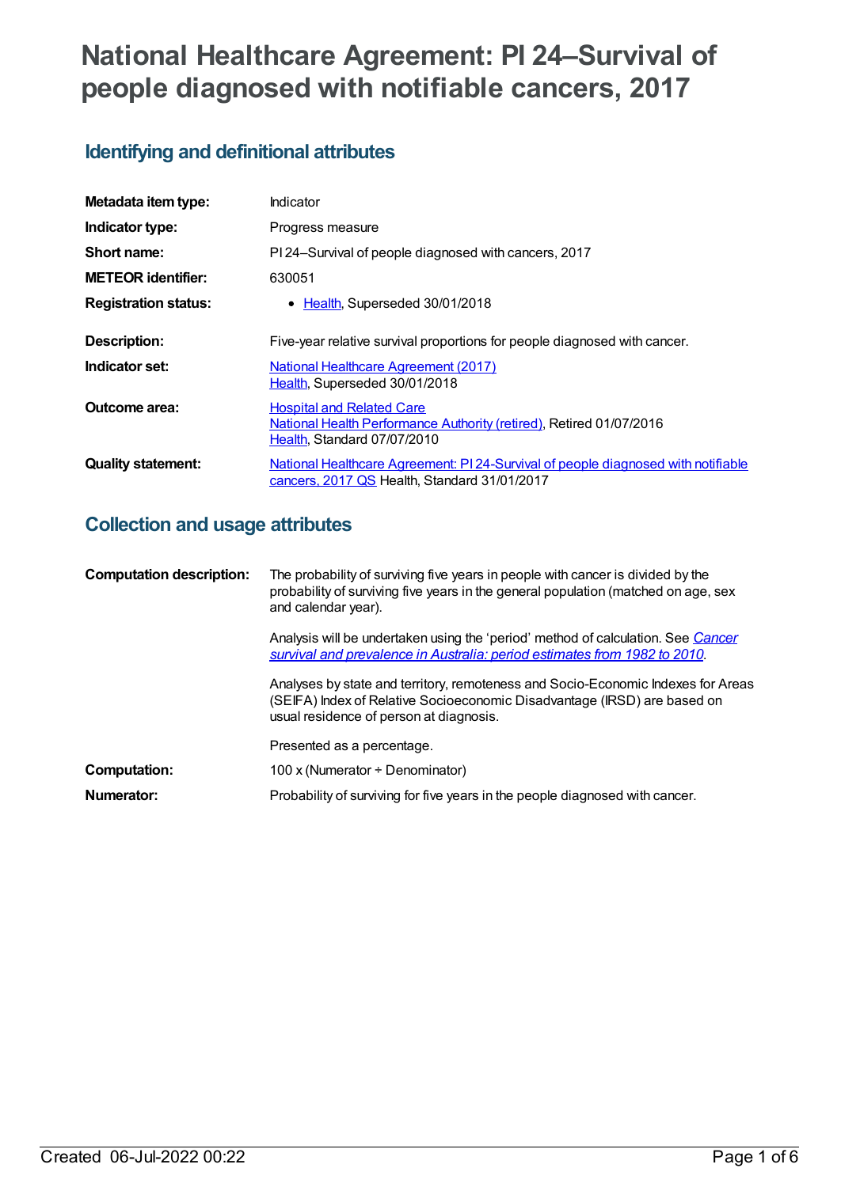# National Healthcare Agreement: PI 24–Survival of people diagnosed with notifiable cancers, 2017

## Identifying and definitional attributes

| | |
|---|---|
| **Metadata item type:** | Indicator |
| **Indicator type:** | Progress measure |
| **Short name:** | PI 24–Survival of people diagnosed with cancers, 2017 |
| **METEOR identifier:** | 630051 |
| **Registration status:** | • Health, Superseded 30/01/2018 |
| **Description:** | Five-year relative survival proportions for people diagnosed with cancer. |
| **Indicator set:** | National Healthcare Agreement (2017) Health, Superseded 30/01/2018 |
| **Outcome area:** | Hospital and Related Care National Health Performance Authority (retired), Retired 01/07/2016 Health, Standard 07/07/2010 |
| **Quality statement:** | National Healthcare Agreement: PI 24-Survival of people diagnosed with notifiable cancers, 2017 QS Health, Standard 31/01/2017 |

## Collection and usage attributes

| | |
|---|---|
| **Computation description:** | The probability of surviving five years in people with cancer is divided by the probability of surviving five years in the general population (matched on age, sex and calendar year). |
| | Analysis will be undertaken using the 'period' method of calculation. See *Cancer survival and prevalence in Australia: period estimates from 1982 to 2010*. |
| | Analyses by state and territory, remoteness and Socio-Economic Indexes for Areas (SEIFA) Index of Relative Socioeconomic Disadvantage (IRSD) are based on usual residence of person at diagnosis. |
| | Presented as a percentage. |
| **Computation:** | 100 x (Numerator ÷ Denominator) |
| **Numerator:** | Probability of surviving for five years in the people diagnosed with cancer. |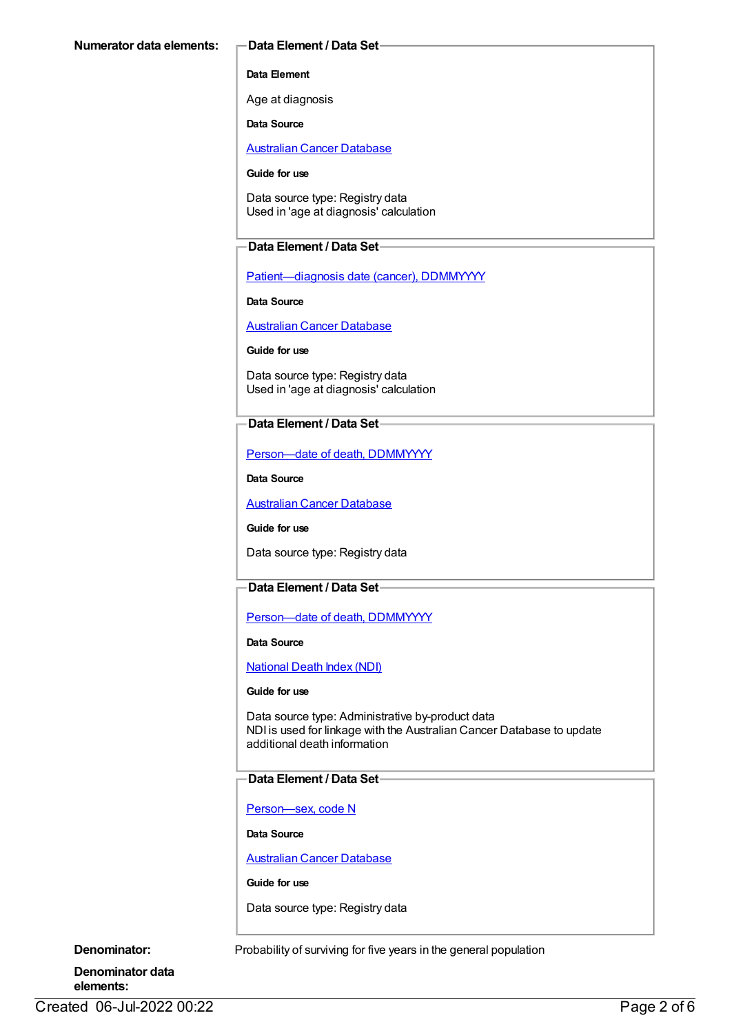**Numerator data elements:**

**Data Element / Data Set**

**Data Element**

Age at diagnosis

**Data Source**

Australian Cancer Database

**Guide for use**

Data source type: Registry data
Used in 'age at diagnosis' calculation

**Data Element / Data Set**

Patient—diagnosis date (cancer), DDMMYYYY

**Data Source**

Australian Cancer Database

**Guide for use**

Data source type: Registry data
Used in 'age at diagnosis' calculation

**Data Element / Data Set**

Person—date of death, DDMMYYYY

**Data Source**

Australian Cancer Database

**Guide for use**

Data source type: Registry data

**Data Element / Data Set**

Person—date of death, DDMMYYYY

**Data Source**

National Death Index (NDI)

**Guide for use**

Data source type: Administrative by-product data
NDI is used for linkage with the Australian Cancer Database to update additional death information

**Data Element / Data Set**

Person—sex, code N

**Data Source**

Australian Cancer Database

**Guide for use**

Data source type: Registry data

**Denominator:** Probability of surviving for five years in the general population

**Denominator data elements:**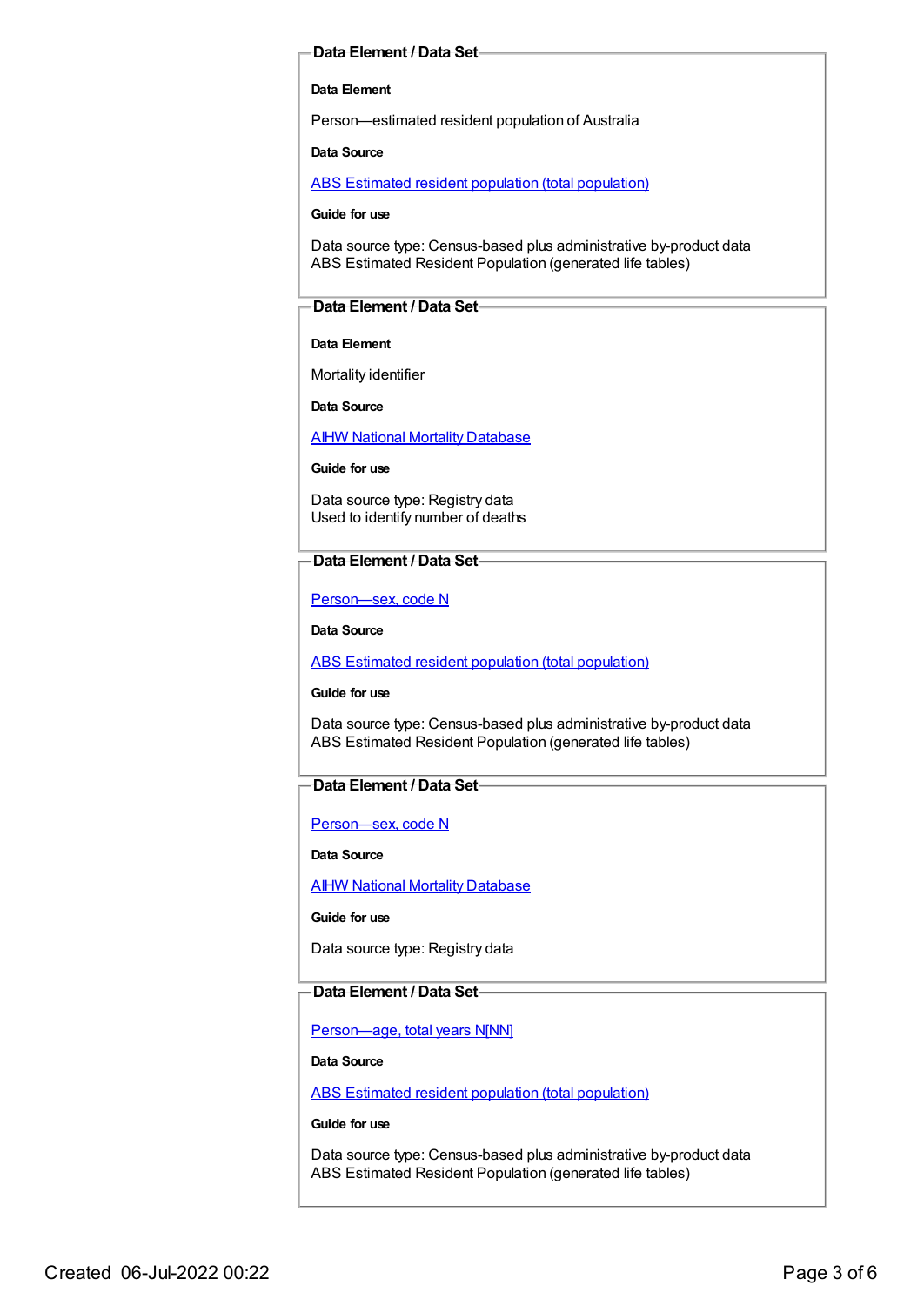### Data Element / Data Set

**Data Element**

Person—estimated resident population of Australia

**Data Source**

ABS Estimated resident population (total population)

**Guide for use**

Data source type: Census-based plus administrative by-product data
ABS Estimated Resident Population (generated life tables)

### Data Element / Data Set

**Data Element**

Mortality identifier

**Data Source**

AIHW National Mortality Database

**Guide for use**

Data source type: Registry data
Used to identify number of deaths

### Data Element / Data Set

Person—sex, code N

**Data Source**

ABS Estimated resident population (total population)

**Guide for use**

Data source type: Census-based plus administrative by-product data
ABS Estimated Resident Population (generated life tables)

### Data Element / Data Set

Person—sex, code N

**Data Source**

AIHW National Mortality Database

**Guide for use**

Data source type: Registry data

### Data Element / Data Set

Person—age, total years N[NN]

**Data Source**

ABS Estimated resident population (total population)

**Guide for use**

Data source type: Census-based plus administrative by-product data
ABS Estimated Resident Population (generated life tables)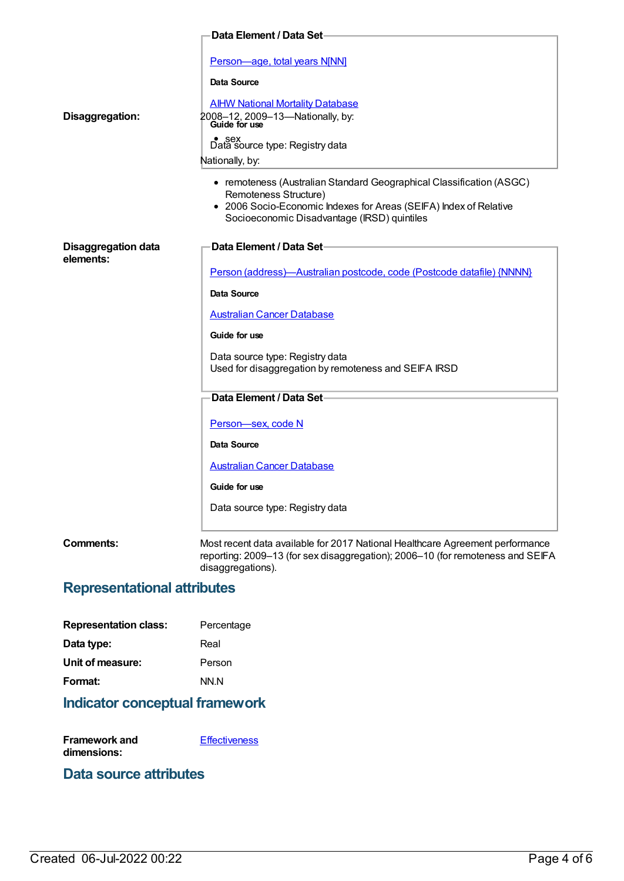**Data Element / Data Set**

Person—age, total years N[NN]

**Data Source**

AIHW National Mortality Database

**Guide for use**

Data source type: Registry data

**Disaggregation:**

2008–12, 2009–13—Nationally, by:

- sex

Nationally, by:

- remoteness (Australian Standard Geographical Classification (ASGC) Remoteness Structure)
- 2006 Socio-Economic Indexes for Areas (SEIFA) Index of Relative Socioeconomic Disadvantage (IRSD) quintiles

**Disaggregation data elements:**

**Data Element / Data Set**

Person (address)—Australian postcode, code (Postcode datafile) {NNNN}

**Data Source**

Australian Cancer Database

**Guide for use**

Data source type: Registry data
Used for disaggregation by remoteness and SEIFA IRSD

**Data Element / Data Set**

Person—sex, code N

**Data Source**

Australian Cancer Database

**Guide for use**

Data source type: Registry data

**Comments:**

Most recent data available for 2017 National Healthcare Agreement performance reporting: 2009–13 (for sex disaggregation); 2006–10 (for remoteness and SEIFA disaggregations).

## Representational attributes

**Representation class:** Percentage

**Data type:** Real

**Unit of measure:** Person

**Format:** NN.N

## Indicator conceptual framework

**Framework and dimensions:** Effectiveness

## Data source attributes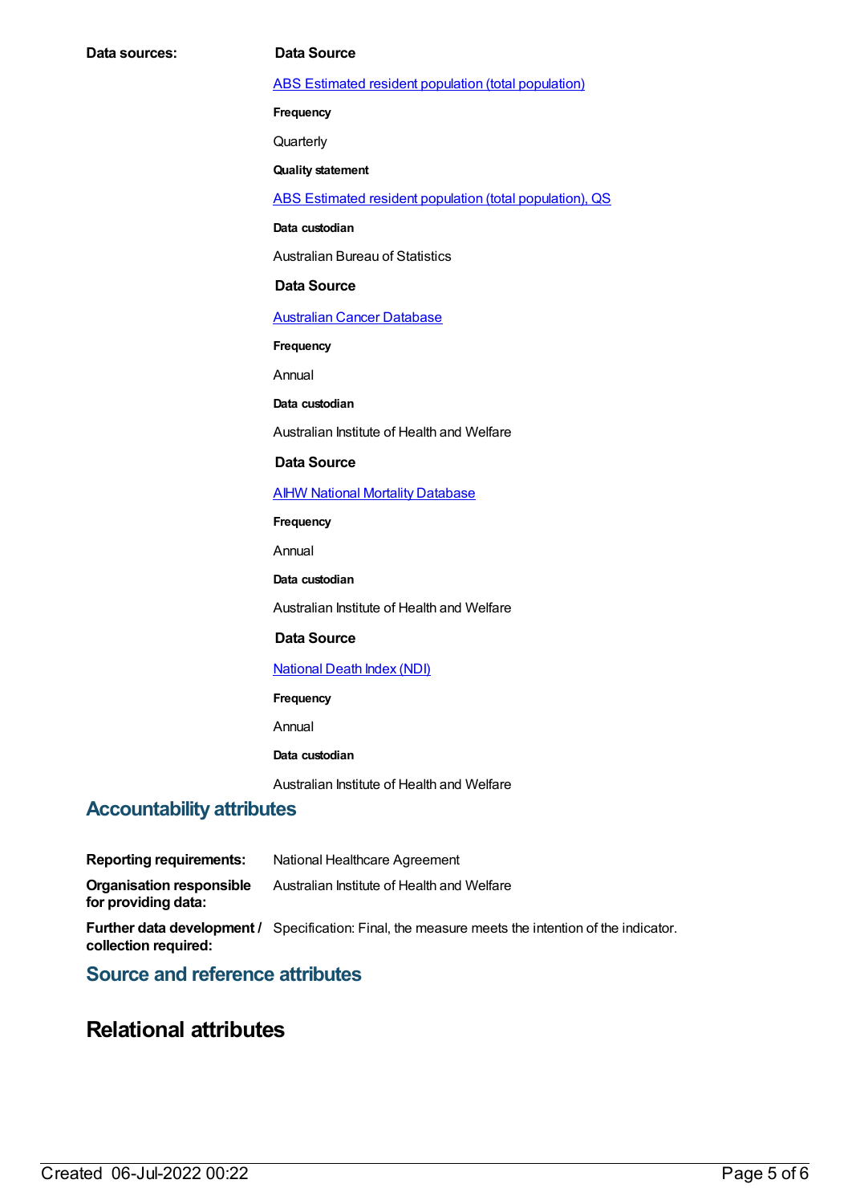**Data sources:**

**Data Source**

ABS Estimated resident population (total population)

**Frequency**

Quarterly

**Quality statement**

ABS Estimated resident population (total population), QS

**Data custodian**

Australian Bureau of Statistics

**Data Source**

Australian Cancer Database

**Frequency**

Annual

**Data custodian**

Australian Institute of Health and Welfare

**Data Source**

AIHW National Mortality Database

**Frequency**

Annual

**Data custodian**

Australian Institute of Health and Welfare

**Data Source**

National Death Index (NDI)

**Frequency**

Annual

**Data custodian**

Australian Institute of Health and Welfare

## Accountability attributes

**Reporting requirements:** National Healthcare Agreement

**Organisation responsible for providing data:** Australian Institute of Health and Welfare

**Further data development / collection required:** Specification: Final, the measure meets the intention of the indicator.

## Source and reference attributes

# Relational attributes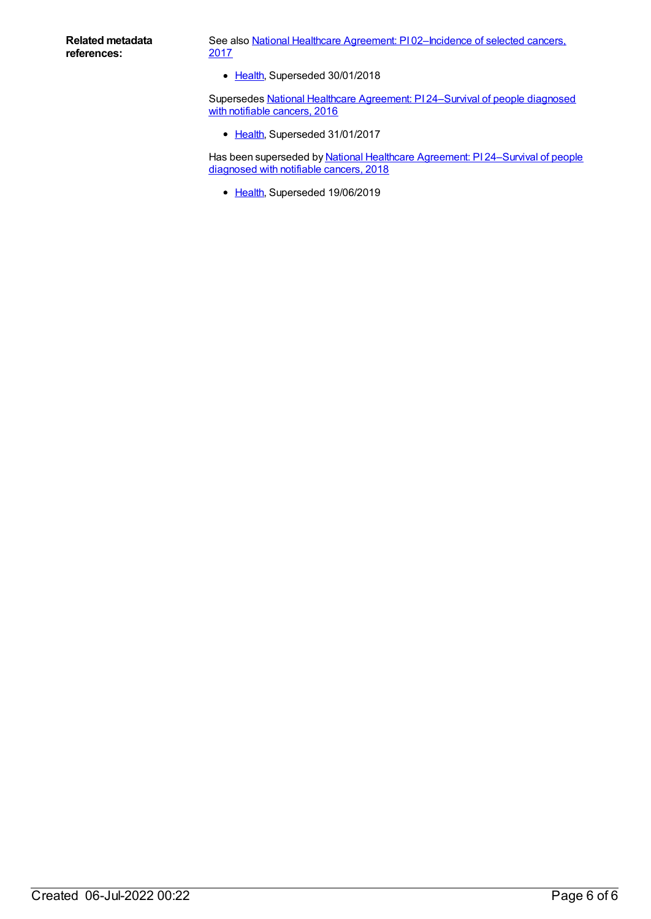**Related metadata references:**

See also National Healthcare Agreement: PI 02–Incidence of selected cancers, 2017

- Health, Superseded 30/01/2018

Supersedes National Healthcare Agreement: PI 24–Survival of people diagnosed with notifiable cancers, 2016

- Health, Superseded 31/01/2017

Has been superseded by National Healthcare Agreement: PI 24–Survival of people diagnosed with notifiable cancers, 2018

- Health, Superseded 19/06/2019